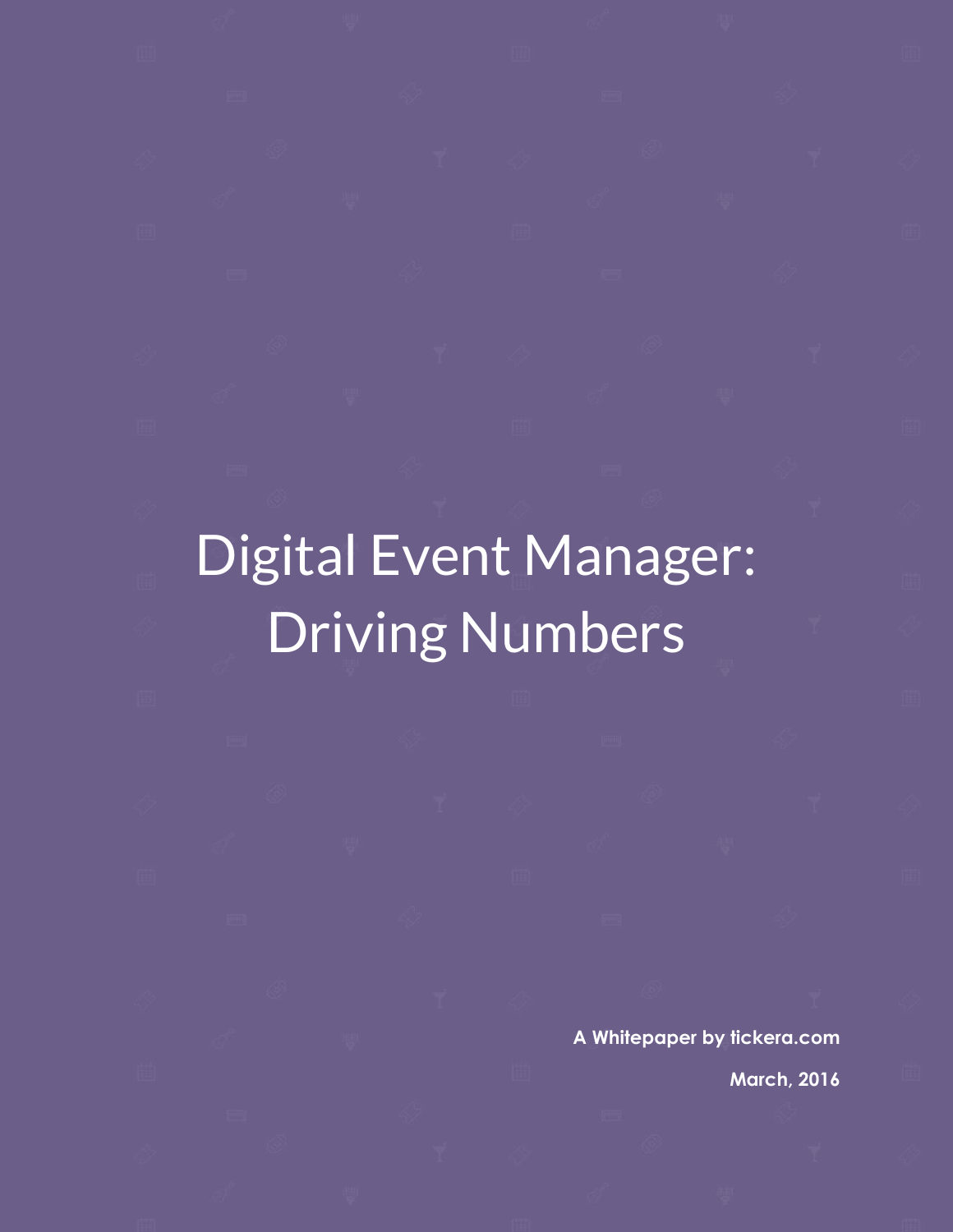# Digital Event Manager: Driving Numbers

**A Whitepaper by tickera.com**

**March, 2016**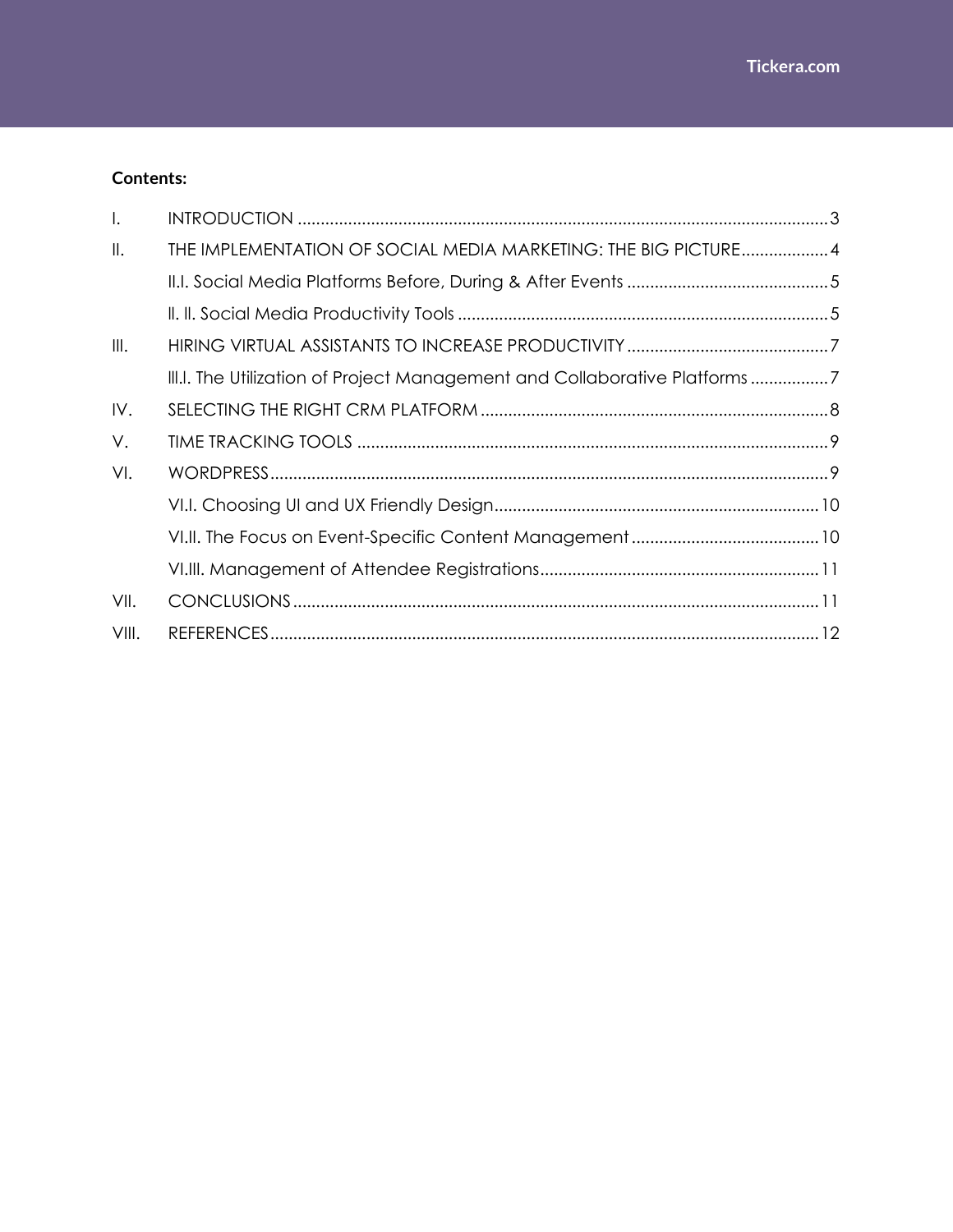**Contents:**

| | | |
|---|---|---|
| I. | INTRODUCTION | 3 |
| II. | THE IMPLEMENTATION OF SOCIAL MEDIA MARKETING: THE BIG PICTURE | 4 |
| | II.I. Social Media Platforms Before, During & After Events | 5 |
| | II. II. Social Media Productivity Tools | 5 |
| III. | HIRING VIRTUAL ASSISTANTS TO INCREASE PRODUCTIVITY | 7 |
| | III.I. The Utilization of Project Management and Collaborative Platforms | 7 |
| IV. | SELECTING THE RIGHT CRM PLATFORM | 8 |
| V. | TIME TRACKING TOOLS | 9 |
| VI. | WORDPRESS | 9 |
| | VI.I. Choosing UI and UX Friendly Design | 10 |
| | VI.II. The Focus on Event-Specific Content Management | 10 |
| | VI.III. Management of Attendee Registrations | 11 |
| VII. | CONCLUSIONS | 11 |
| VIII. | REFERENCES | 12 |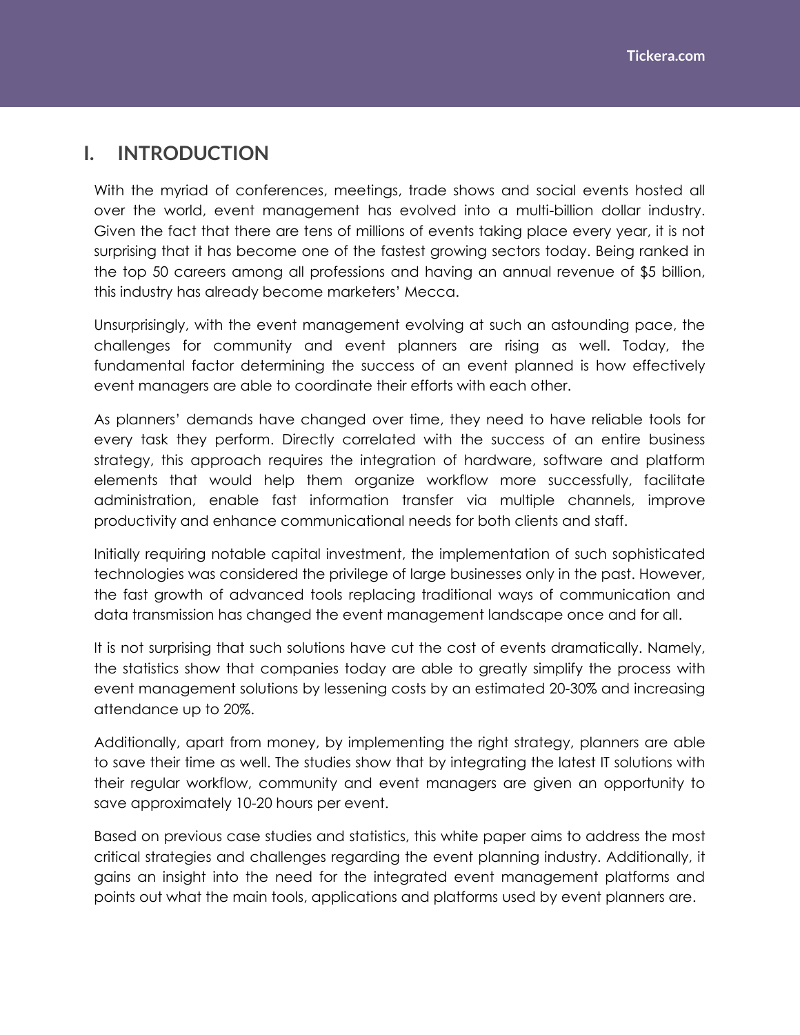## I. INTRODUCTION

With the myriad of conferences, meetings, trade shows and social events hosted all over the world, event management has evolved into a multi-billion dollar industry. Given the fact that there are tens of millions of events taking place every year, it is not surprising that it has become one of the fastest growing sectors today. Being ranked in the top 50 careers among all professions and having an annual revenue of $5 billion, this industry has already become marketers' Mecca.

Unsurprisingly, with the event management evolving at such an astounding pace, the challenges for community and event planners are rising as well. Today, the fundamental factor determining the success of an event planned is how effectively event managers are able to coordinate their efforts with each other.

As planners' demands have changed over time, they need to have reliable tools for every task they perform. Directly correlated with the success of an entire business strategy, this approach requires the integration of hardware, software and platform elements that would help them organize workflow more successfully, facilitate administration, enable fast information transfer via multiple channels, improve productivity and enhance communicational needs for both clients and staff.

Initially requiring notable capital investment, the implementation of such sophisticated technologies was considered the privilege of large businesses only in the past. However, the fast growth of advanced tools replacing traditional ways of communication and data transmission has changed the event management landscape once and for all.

It is not surprising that such solutions have cut the cost of events dramatically. Namely, the statistics show that companies today are able to greatly simplify the process with event management solutions by lessening costs by an estimated 20-30% and increasing attendance up to 20%.

Additionally, apart from money, by implementing the right strategy, planners are able to save their time as well. The studies show that by integrating the latest IT solutions with their regular workflow, community and event managers are given an opportunity to save approximately 10-20 hours per event.

Based on previous case studies and statistics, this white paper aims to address the most critical strategies and challenges regarding the event planning industry. Additionally, it gains an insight into the need for the integrated event management platforms and points out what the main tools, applications and platforms used by event planners are.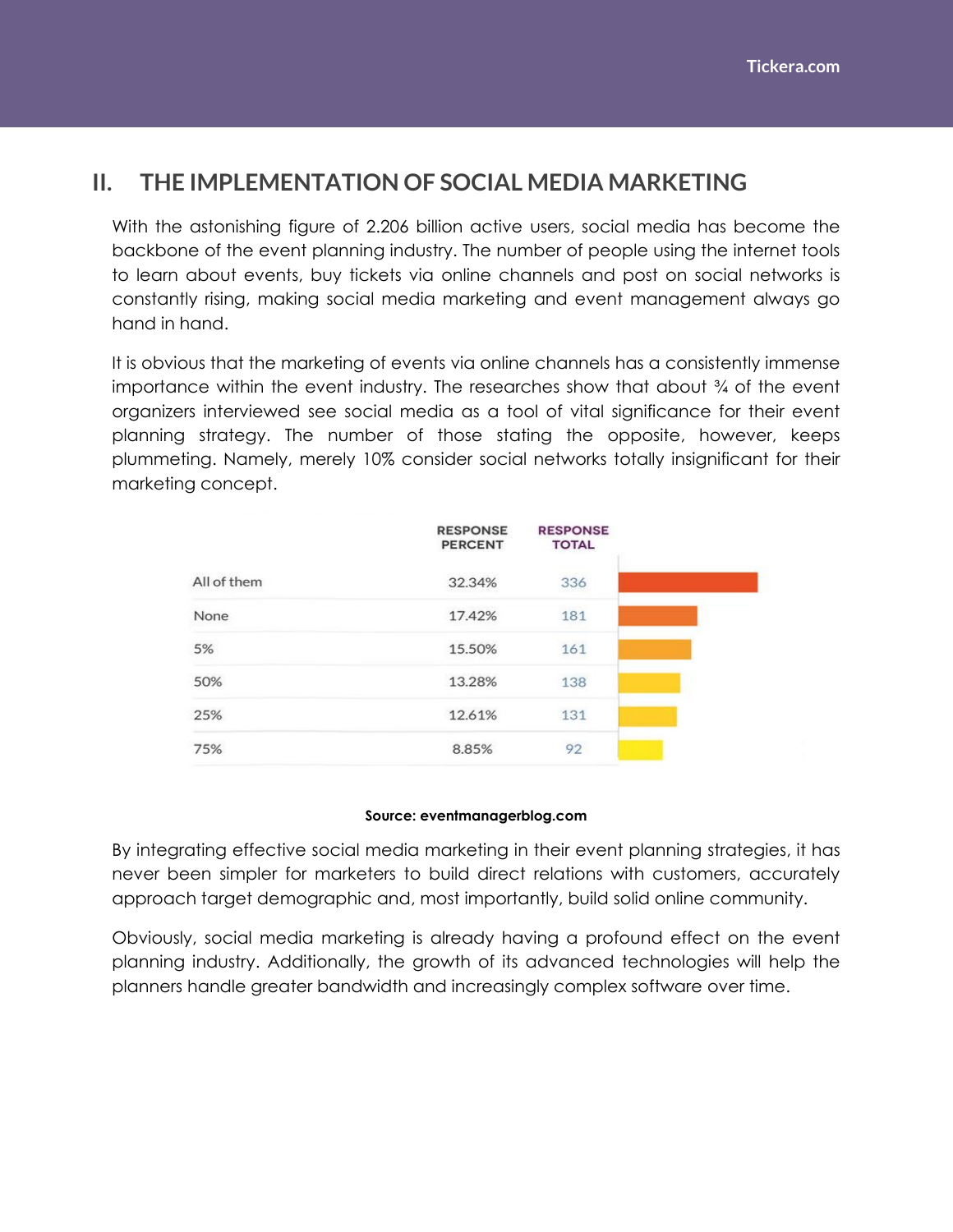## II. THE IMPLEMENTATION OF SOCIAL MEDIA MARKETING

With the astonishing figure of 2.206 billion active users, social media has become the backbone of the event planning industry. The number of people using the internet tools to learn about events, buy tickets via online channels and post on social networks is constantly rising, making social media marketing and event management always go hand in hand.

It is obvious that the marketing of events via online channels has a consistently immense importance within the event industry. The researches show that about ¾ of the event organizers interviewed see social media as a tool of vital significance for their event planning strategy. The number of those stating the opposite, however, keeps plummeting. Namely, merely 10% consider social networks totally insignificant for their marketing concept.

| | RESPONSE PERCENT | RESPONSE TOTAL |
|---|---|---|
| All of them | 32.34% | 336 |
| None | 17.42% | 181 |
| 5% | 15.50% | 161 |
| 50% | 13.28% | 138 |
| 25% | 12.61% | 131 |
| 75% | 8.85% | 92 |

**Source: eventmanagerblog.com**

By integrating effective social media marketing in their event planning strategies, it has never been simpler for marketers to build direct relations with customers, accurately approach target demographic and, most importantly, build solid online community.

Obviously, social media marketing is already having a profound effect on the event planning industry. Additionally, the growth of its advanced technologies will help the planners handle greater bandwidth and increasingly complex software over time.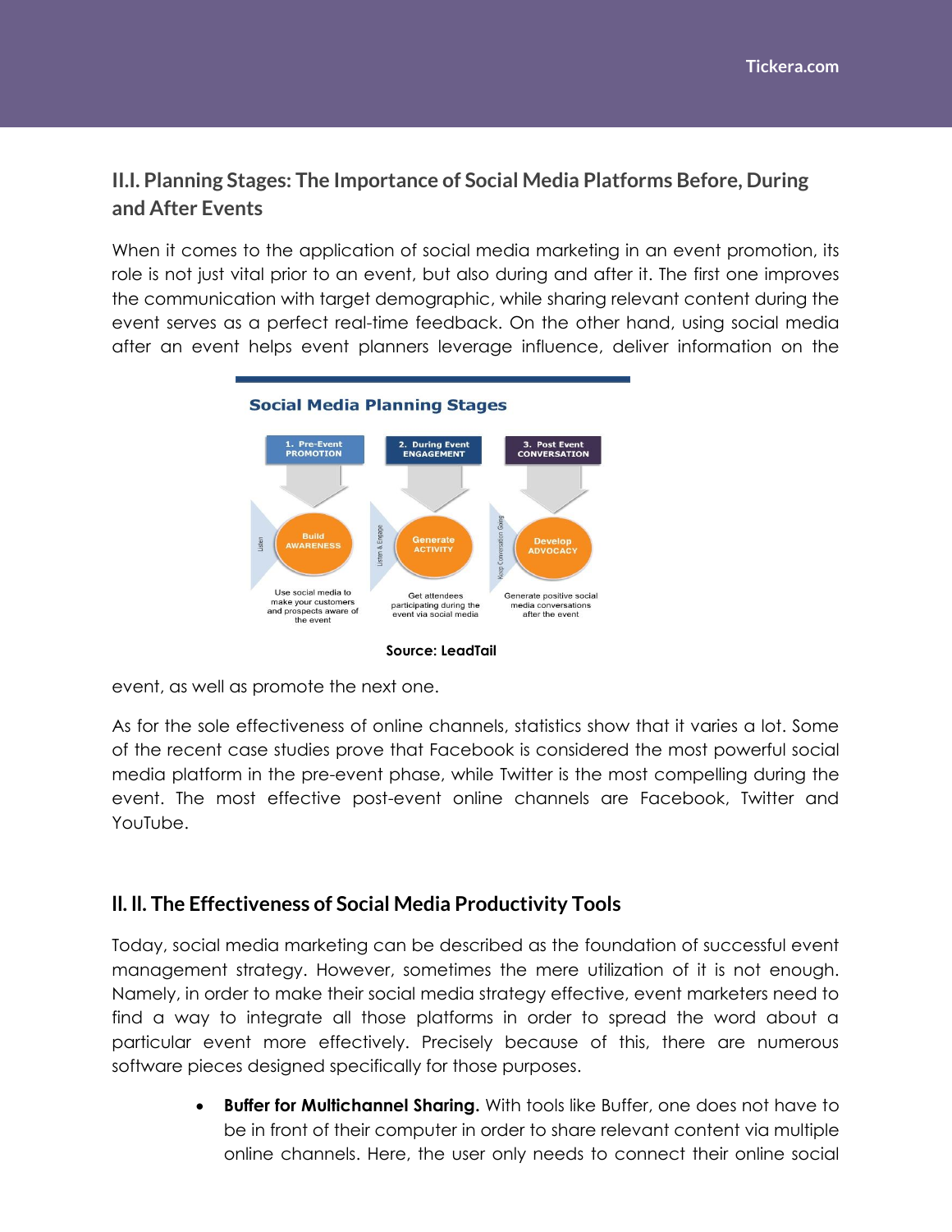## II.I. Planning Stages: The Importance of Social Media Platforms Before, During and After Events

When it comes to the application of social media marketing in an event promotion, its role is not just vital prior to an event, but also during and after it. The first one improves the communication with target demographic, while sharing relevant content during the event serves as a perfect real-time feedback. On the other hand, using social media after an event helps event planners leverage influence, deliver information on the event, as well as promote the next one.

**Source: LeadTail**

As for the sole effectiveness of online channels, statistics show that it varies a lot. Some of the recent case studies prove that Facebook is considered the most powerful social media platform in the pre-event phase, while Twitter is the most compelling during the event. The most effective post-event online channels are Facebook, Twitter and YouTube.

## II. II. The Effectiveness of Social Media Productivity Tools

Today, social media marketing can be described as the foundation of successful event management strategy. However, sometimes the mere utilization of it is not enough. Namely, in order to make their social media strategy effective, event marketers need to find a way to integrate all those platforms in order to spread the word about a particular event more effectively. Precisely because of this, there are numerous software pieces designed specifically for those purposes.

- **Buffer for Multichannel Sharing.** With tools like Buffer, one does not have to be in front of their computer in order to share relevant content via multiple online channels. Here, the user only needs to connect their online social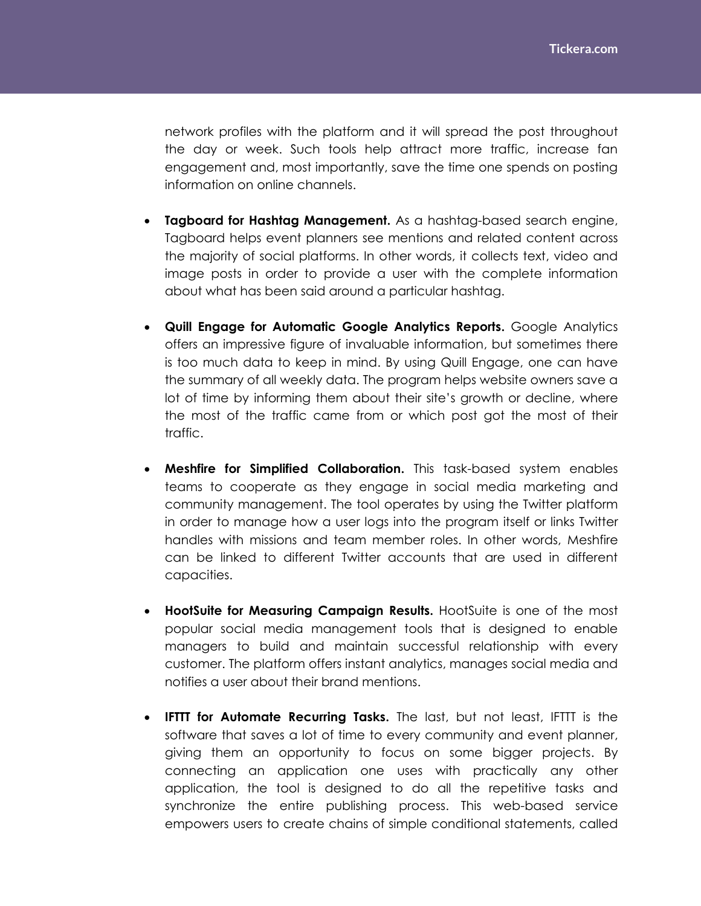network profiles with the platform and it will spread the post throughout the day or week. Such tools help attract more traffic, increase fan engagement and, most importantly, save the time one spends on posting information on online channels.

- **Tagboard for Hashtag Management.** As a hashtag-based search engine, Tagboard helps event planners see mentions and related content across the majority of social platforms. In other words, it collects text, video and image posts in order to provide a user with the complete information about what has been said around a particular hashtag.

- **Quill Engage for Automatic Google Analytics Reports.** Google Analytics offers an impressive figure of invaluable information, but sometimes there is too much data to keep in mind. By using Quill Engage, one can have the summary of all weekly data. The program helps website owners save a lot of time by informing them about their site's growth or decline, where the most of the traffic came from or which post got the most of their traffic.

- **Meshfire for Simplified Collaboration.** This task-based system enables teams to cooperate as they engage in social media marketing and community management. The tool operates by using the Twitter platform in order to manage how a user logs into the program itself or links Twitter handles with missions and team member roles. In other words, Meshfire can be linked to different Twitter accounts that are used in different capacities.

- **HootSuite for Measuring Campaign Results.** HootSuite is one of the most popular social media management tools that is designed to enable managers to build and maintain successful relationship with every customer. The platform offers instant analytics, manages social media and notifies a user about their brand mentions.

- **IFTTT for Automate Recurring Tasks.** The last, but not least, IFTTT is the software that saves a lot of time to every community and event planner, giving them an opportunity to focus on some bigger projects. By connecting an application one uses with practically any other application, the tool is designed to do all the repetitive tasks and synchronize the entire publishing process. This web-based service empowers users to create chains of simple conditional statements, called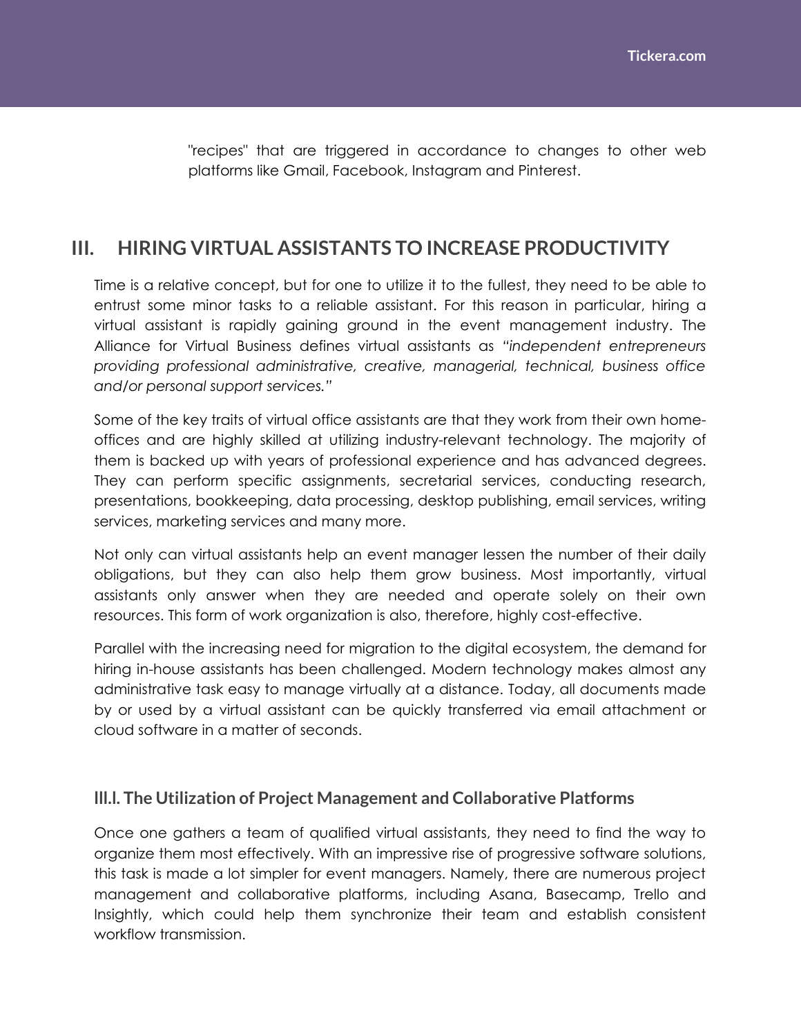"recipes" that are triggered in accordance to changes to other web platforms like Gmail, Facebook, Instagram and Pinterest.

## III. HIRING VIRTUAL ASSISTANTS TO INCREASE PRODUCTIVITY

Time is a relative concept, but for one to utilize it to the fullest, they need to be able to entrust some minor tasks to a reliable assistant. For this reason in particular, hiring a virtual assistant is rapidly gaining ground in the event management industry. The Alliance for Virtual Business defines virtual assistants as *"independent entrepreneurs providing professional administrative, creative, managerial, technical, business office and/or personal support services."*

Some of the key traits of virtual office assistants are that they work from their own home-offices and are highly skilled at utilizing industry-relevant technology. The majority of them is backed up with years of professional experience and has advanced degrees. They can perform specific assignments, secretarial services, conducting research, presentations, bookkeeping, data processing, desktop publishing, email services, writing services, marketing services and many more.

Not only can virtual assistants help an event manager lessen the number of their daily obligations, but they can also help them grow business. Most importantly, virtual assistants only answer when they are needed and operate solely on their own resources. This form of work organization is also, therefore, highly cost-effective.

Parallel with the increasing need for migration to the digital ecosystem, the demand for hiring in-house assistants has been challenged. Modern technology makes almost any administrative task easy to manage virtually at a distance. Today, all documents made by or used by a virtual assistant can be quickly transferred via email attachment or cloud software in a matter of seconds.

### III.I. The Utilization of Project Management and Collaborative Platforms

Once one gathers a team of qualified virtual assistants, they need to find the way to organize them most effectively. With an impressive rise of progressive software solutions, this task is made a lot simpler for event managers. Namely, there are numerous project management and collaborative platforms, including Asana, Basecamp, Trello and Insightly, which could help them synchronize their team and establish consistent workflow transmission.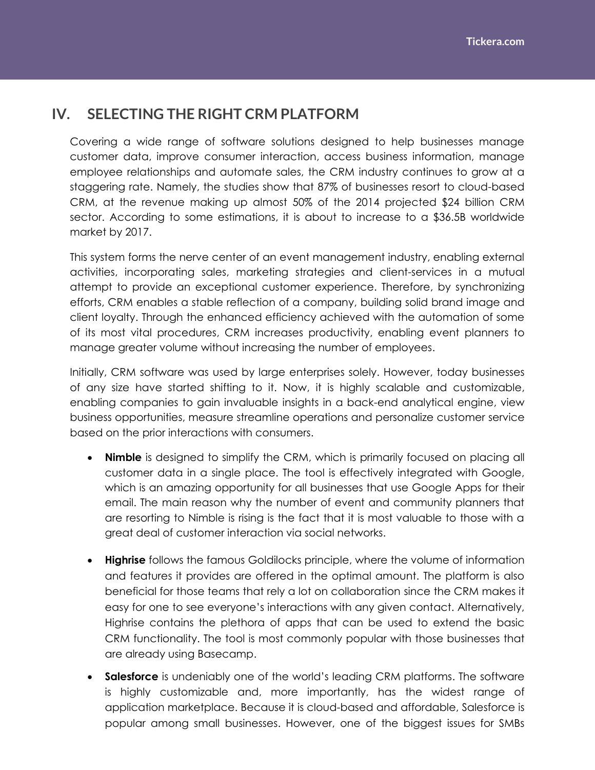## IV. SELECTING THE RIGHT CRM PLATFORM

Covering a wide range of software solutions designed to help businesses manage customer data, improve consumer interaction, access business information, manage employee relationships and automate sales, the CRM industry continues to grow at a staggering rate. Namely, the studies show that 87% of businesses resort to cloud-based CRM, at the revenue making up almost 50% of the 2014 projected $24 billion CRM sector. According to some estimations, it is about to increase to a $36.5B worldwide market by 2017.

This system forms the nerve center of an event management industry, enabling external activities, incorporating sales, marketing strategies and client-services in a mutual attempt to provide an exceptional customer experience. Therefore, by synchronizing efforts, CRM enables a stable reflection of a company, building solid brand image and client loyalty. Through the enhanced efficiency achieved with the automation of some of its most vital procedures, CRM increases productivity, enabling event planners to manage greater volume without increasing the number of employees.

Initially, CRM software was used by large enterprises solely. However, today businesses of any size have started shifting to it. Now, it is highly scalable and customizable, enabling companies to gain invaluable insights in a back-end analytical engine, view business opportunities, measure streamline operations and personalize customer service based on the prior interactions with consumers.

- **Nimble** is designed to simplify the CRM, which is primarily focused on placing all customer data in a single place. The tool is effectively integrated with Google, which is an amazing opportunity for all businesses that use Google Apps for their email. The main reason why the number of event and community planners that are resorting to Nimble is rising is the fact that it is most valuable to those with a great deal of customer interaction via social networks.

- **Highrise** follows the famous Goldilocks principle, where the volume of information and features it provides are offered in the optimal amount. The platform is also beneficial for those teams that rely a lot on collaboration since the CRM makes it easy for one to see everyone's interactions with any given contact. Alternatively, Highrise contains the plethora of apps that can be used to extend the basic CRM functionality. The tool is most commonly popular with those businesses that are already using Basecamp.

- **Salesforce** is undeniably one of the world's leading CRM platforms. The software is highly customizable and, more importantly, has the widest range of application marketplace. Because it is cloud-based and affordable, Salesforce is popular among small businesses. However, one of the biggest issues for SMBs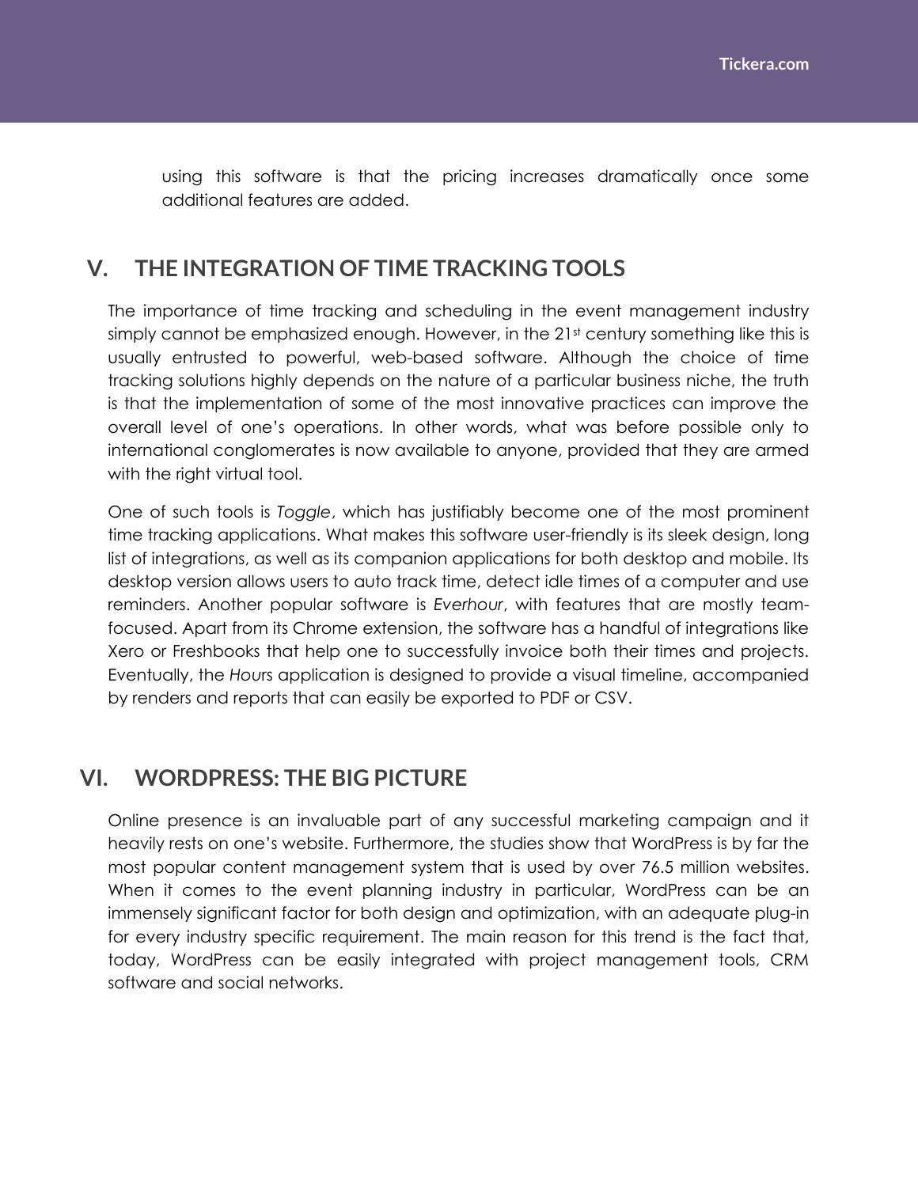using this software is that the pricing increases dramatically once some additional features are added.

## V. THE INTEGRATION OF TIME TRACKING TOOLS

The importance of time tracking and scheduling in the event management industry simply cannot be emphasized enough. However, in the 21st century something like this is usually entrusted to powerful, web-based software. Although the choice of time tracking solutions highly depends on the nature of a particular business niche, the truth is that the implementation of some of the most innovative practices can improve the overall level of one's operations. In other words, what was before possible only to international conglomerates is now available to anyone, provided that they are armed with the right virtual tool.

One of such tools is *Toggle*, which has justifiably become one of the most prominent time tracking applications. What makes this software user-friendly is its sleek design, long list of integrations, as well as its companion applications for both desktop and mobile. Its desktop version allows users to auto track time, detect idle times of a computer and use reminders. Another popular software is *Everhour*, with features that are mostly team-focused. Apart from its Chrome extension, the software has a handful of integrations like Xero or Freshbooks that help one to successfully invoice both their times and projects. Eventually, the *Hou*rs application is designed to provide a visual timeline, accompanied by renders and reports that can easily be exported to PDF or CSV.

## VI. WORDPRESS: THE BIG PICTURE

Online presence is an invaluable part of any successful marketing campaign and it heavily rests on one's website. Furthermore, the studies show that WordPress is by far the most popular content management system that is used by over 76.5 million websites. When it comes to the event planning industry in particular, WordPress can be an immensely significant factor for both design and optimization, with an adequate plug-in for every industry specific requirement. The main reason for this trend is the fact that, today, WordPress can be easily integrated with project management tools, CRM software and social networks.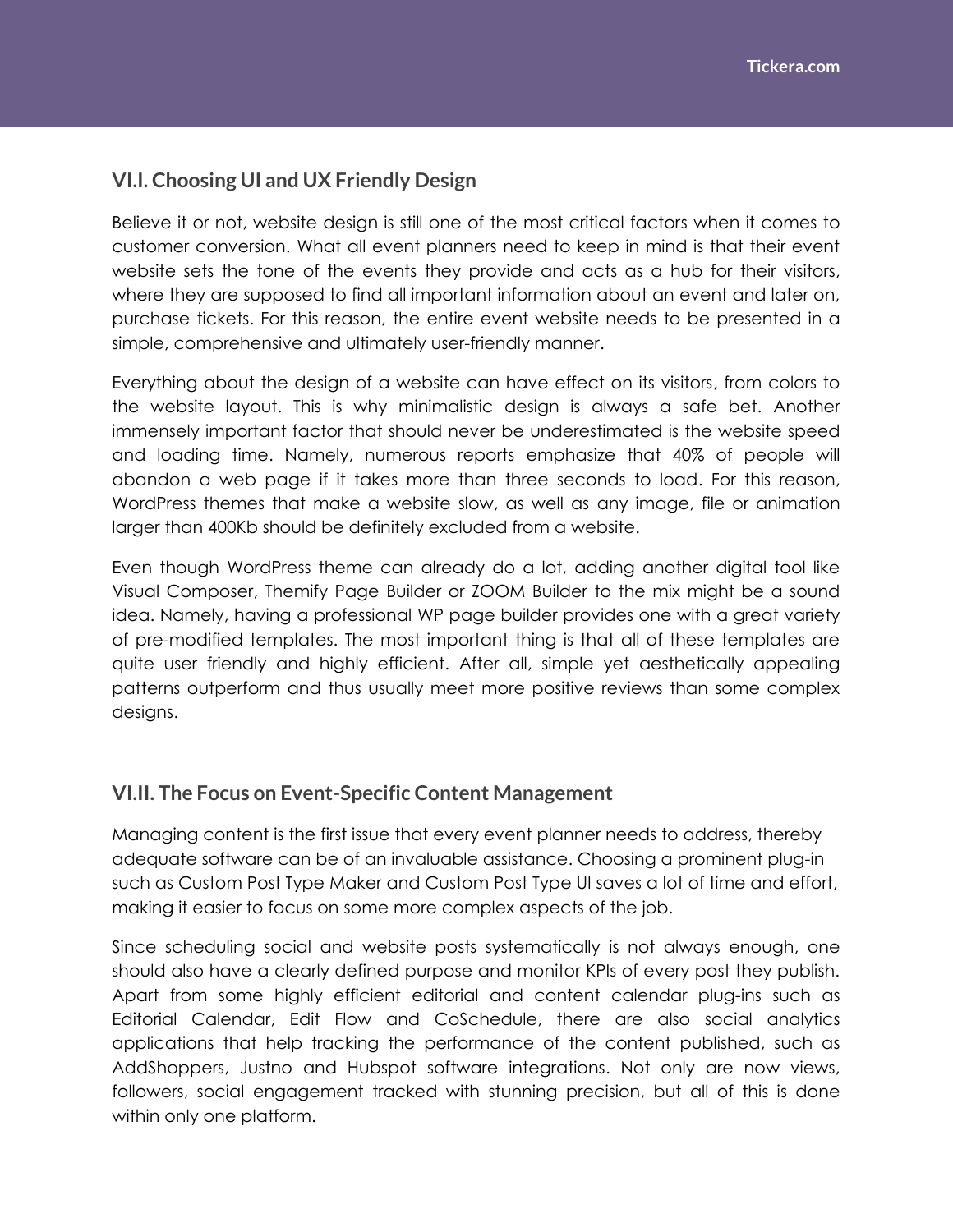## VI.I. Choosing UI and UX Friendly Design

Believe it or not, website design is still one of the most critical factors when it comes to customer conversion. What all event planners need to keep in mind is that their event website sets the tone of the events they provide and acts as a hub for their visitors, where they are supposed to find all important information about an event and later on, purchase tickets. For this reason, the entire event website needs to be presented in a simple, comprehensive and ultimately user-friendly manner.

Everything about the design of a website can have effect on its visitors, from colors to the website layout. This is why minimalistic design is always a safe bet. Another immensely important factor that should never be underestimated is the website speed and loading time. Namely, numerous reports emphasize that 40% of people will abandon a web page if it takes more than three seconds to load. For this reason, WordPress themes that make a website slow, as well as any image, file or animation larger than 400Kb should be definitely excluded from a website.

Even though WordPress theme can already do a lot, adding another digital tool like Visual Composer, Themify Page Builder or ZOOM Builder to the mix might be a sound idea. Namely, having a professional WP page builder provides one with a great variety of pre-modified templates. The most important thing is that all of these templates are quite user friendly and highly efficient. After all, simple yet aesthetically appealing patterns outperform and thus usually meet more positive reviews than some complex designs.

## VI.II. The Focus on Event-Specific Content Management

Managing content is the first issue that every event planner needs to address, thereby adequate software can be of an invaluable assistance. Choosing a prominent plug-in such as Custom Post Type Maker and Custom Post Type UI saves a lot of time and effort, making it easier to focus on some more complex aspects of the job.

Since scheduling social and website posts systematically is not always enough, one should also have a clearly defined purpose and monitor KPIs of every post they publish. Apart from some highly efficient editorial and content calendar plug-ins such as Editorial Calendar, Edit Flow and CoSchedule, there are also social analytics applications that help tracking the performance of the content published, such as AddShoppers, Justno and Hubspot software integrations. Not only are now views, followers, social engagement tracked with stunning precision, but all of this is done within only one platform.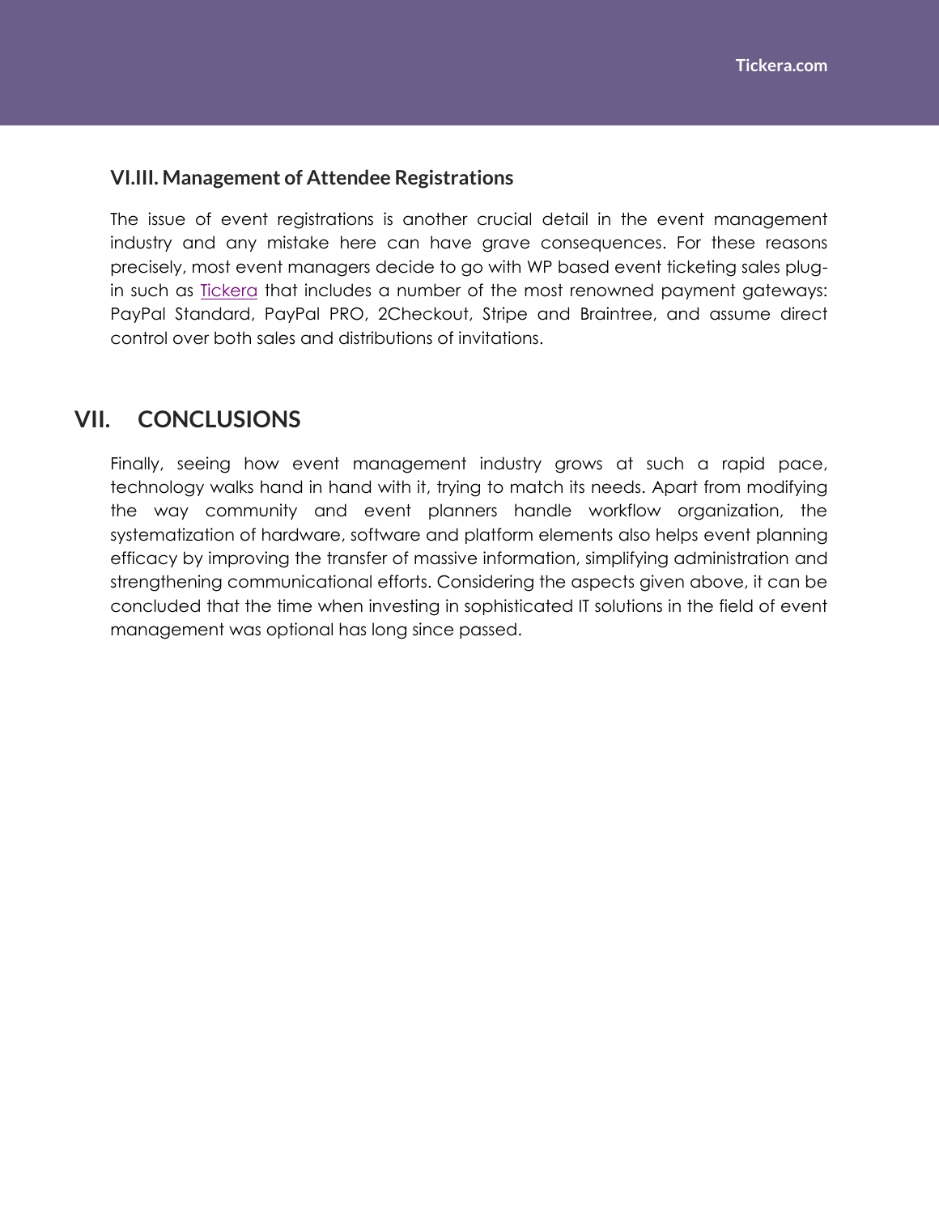### VI.III. Management of Attendee Registrations

The issue of event registrations is another crucial detail in the event management industry and any mistake here can have grave consequences. For these reasons precisely, most event managers decide to go with WP based event ticketing sales plug-in such as Tickera that includes a number of the most renowned payment gateways: PayPal Standard, PayPal PRO, 2Checkout, Stripe and Braintree, and assume direct control over both sales and distributions of invitations.

## VII. CONCLUSIONS

Finally, seeing how event management industry grows at such a rapid pace, technology walks hand in hand with it, trying to match its needs. Apart from modifying the way community and event planners handle workflow organization, the systematization of hardware, software and platform elements also helps event planning efficacy by improving the transfer of massive information, simplifying administration and strengthening communicational efforts. Considering the aspects given above, it can be concluded that the time when investing in sophisticated IT solutions in the field of event management was optional has long since passed.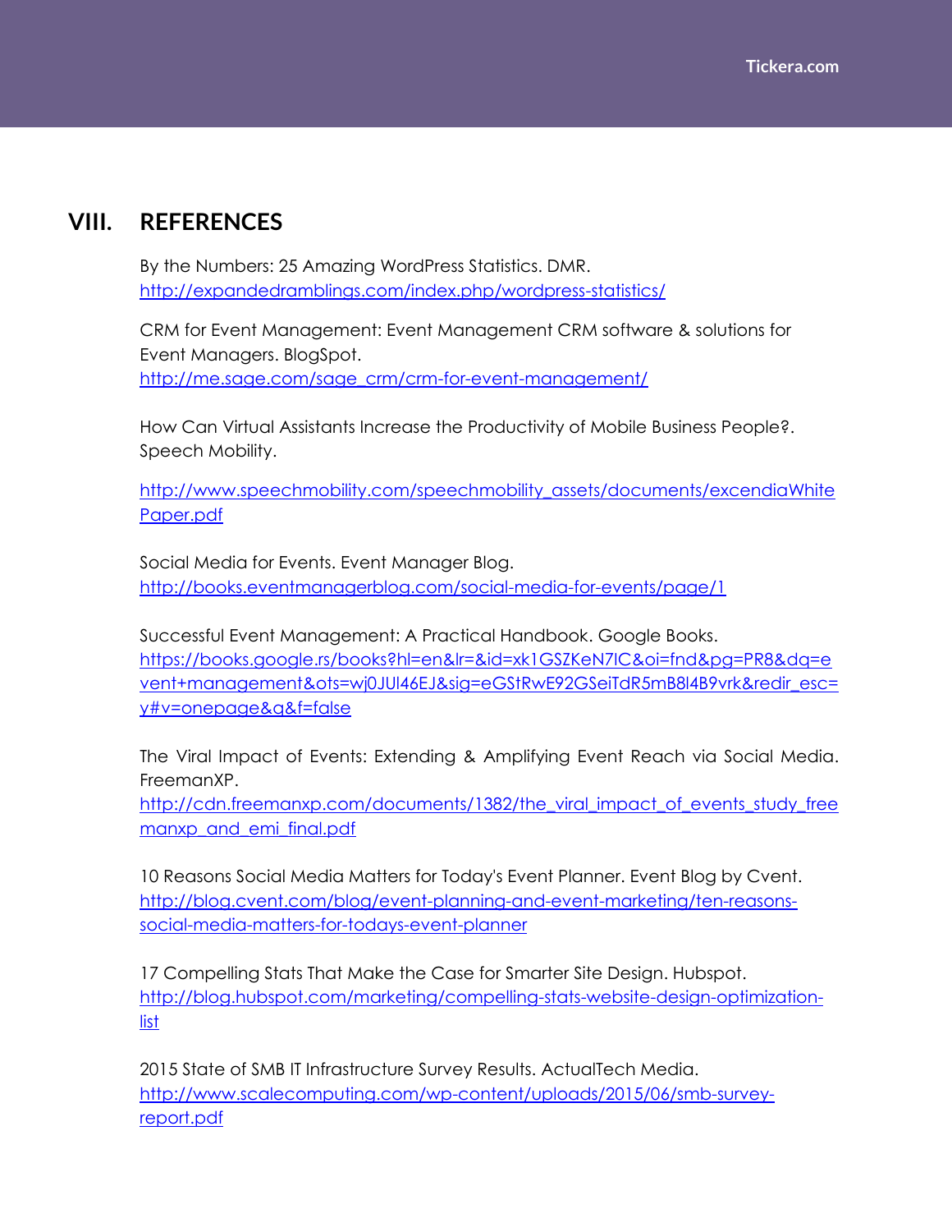## VIII. REFERENCES

By the Numbers: 25 Amazing WordPress Statistics. DMR.
http://expandedramblings.com/index.php/wordpress-statistics/

CRM for Event Management: Event Management CRM software & solutions for Event Managers. BlogSpot.
http://me.sage.com/sage_crm/crm-for-event-management/

How Can Virtual Assistants Increase the Productivity of Mobile Business People?. Speech Mobility.

http://www.speechmobility.com/speechmobility_assets/documents/excendiaWhitePaper.pdf

Social Media for Events. Event Manager Blog.
http://books.eventmanagerblog.com/social-media-for-events/page/1

Successful Event Management: A Practical Handbook. Google Books.
https://books.google.rs/books?hl=en&lr=&id=xk1GSZKeN7IC&oi=fnd&pg=PR8&dq=event+management&ots=wj0JUl46EJ&sig=eGStRwE92GSeiTdR5mB8l4B9vrk&redir_esc=y#v=onepage&q&f=false

The Viral Impact of Events: Extending & Amplifying Event Reach via Social Media. FreemanXP.
http://cdn.freemanxp.com/documents/1382/the_viral_impact_of_events_study_freemanxp_and_emi_final.pdf

10 Reasons Social Media Matters for Today's Event Planner. Event Blog by Cvent.
http://blog.cvent.com/blog/event-planning-and-event-marketing/ten-reasons-social-media-matters-for-todays-event-planner

17 Compelling Stats That Make the Case for Smarter Site Design. Hubspot.
http://blog.hubspot.com/marketing/compelling-stats-website-design-optimization-list

2015 State of SMB IT Infrastructure Survey Results. ActualTech Media.
http://www.scalecomputing.com/wp-content/uploads/2015/06/smb-survey-report.pdf